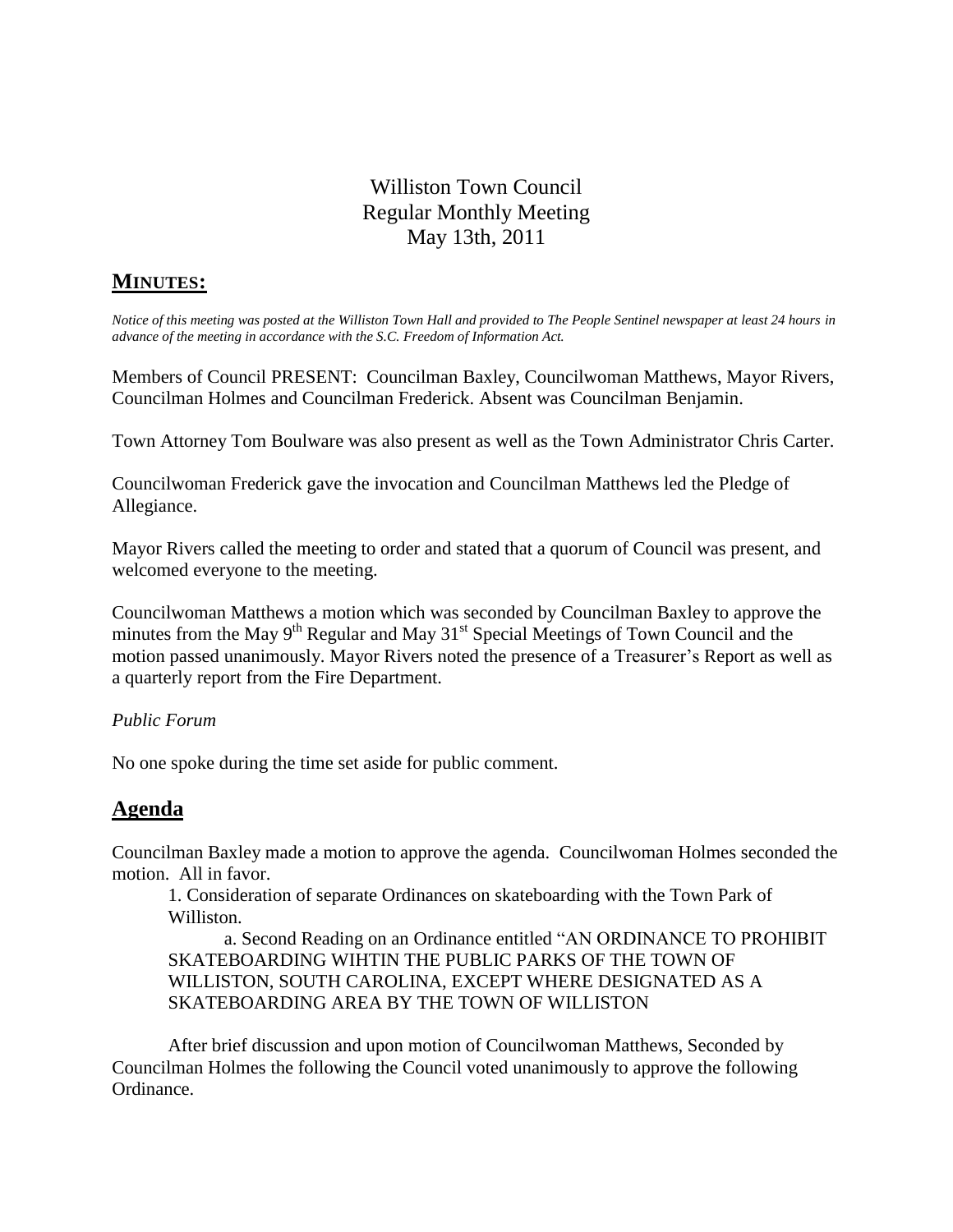# Williston Town Council
# Regular Monthly Meeting
# May 13th, 2011

## MINUTES:

*Notice of this meeting was posted at the Williston Town Hall and provided to The People Sentinel newspaper at least 24 hours in advance of the meeting in accordance with the S.C. Freedom of Information Act.*

Members of Council PRESENT: Councilman Baxley, Councilwoman Matthews, Mayor Rivers, Councilman Holmes and Councilman Frederick. Absent was Councilman Benjamin.

Town Attorney Tom Boulware was also present as well as the Town Administrator Chris Carter.

Councilwoman Frederick gave the invocation and Councilman Matthews led the Pledge of Allegiance.

Mayor Rivers called the meeting to order and stated that a quorum of Council was present, and welcomed everyone to the meeting.

Councilwoman Matthews a motion which was seconded by Councilman Baxley to approve the minutes from the May 9th Regular and May 31st Special Meetings of Town Council and the motion passed unanimously. Mayor Rivers noted the presence of a Treasurer's Report as well as a quarterly report from the Fire Department.

*Public Forum*

No one spoke during the time set aside for public comment.

## Agenda

Councilman Baxley made a motion to approve the agenda. Councilwoman Holmes seconded the motion. All in favor.

1. Consideration of separate Ordinances on skateboarding with the Town Park of Williston.

   a. Second Reading on an Ordinance entitled "AN ORDINANCE TO PROHIBIT SKATEBOARDING WIHTIN THE PUBLIC PARKS OF THE TOWN OF WILLISTON, SOUTH CAROLINA, EXCEPT WHERE DESIGNATED AS A SKATEBOARDING AREA BY THE TOWN OF WILLISTON

After brief discussion and upon motion of Councilwoman Matthews, Seconded by Councilman Holmes the following the Council voted unanimously to approve the following Ordinance.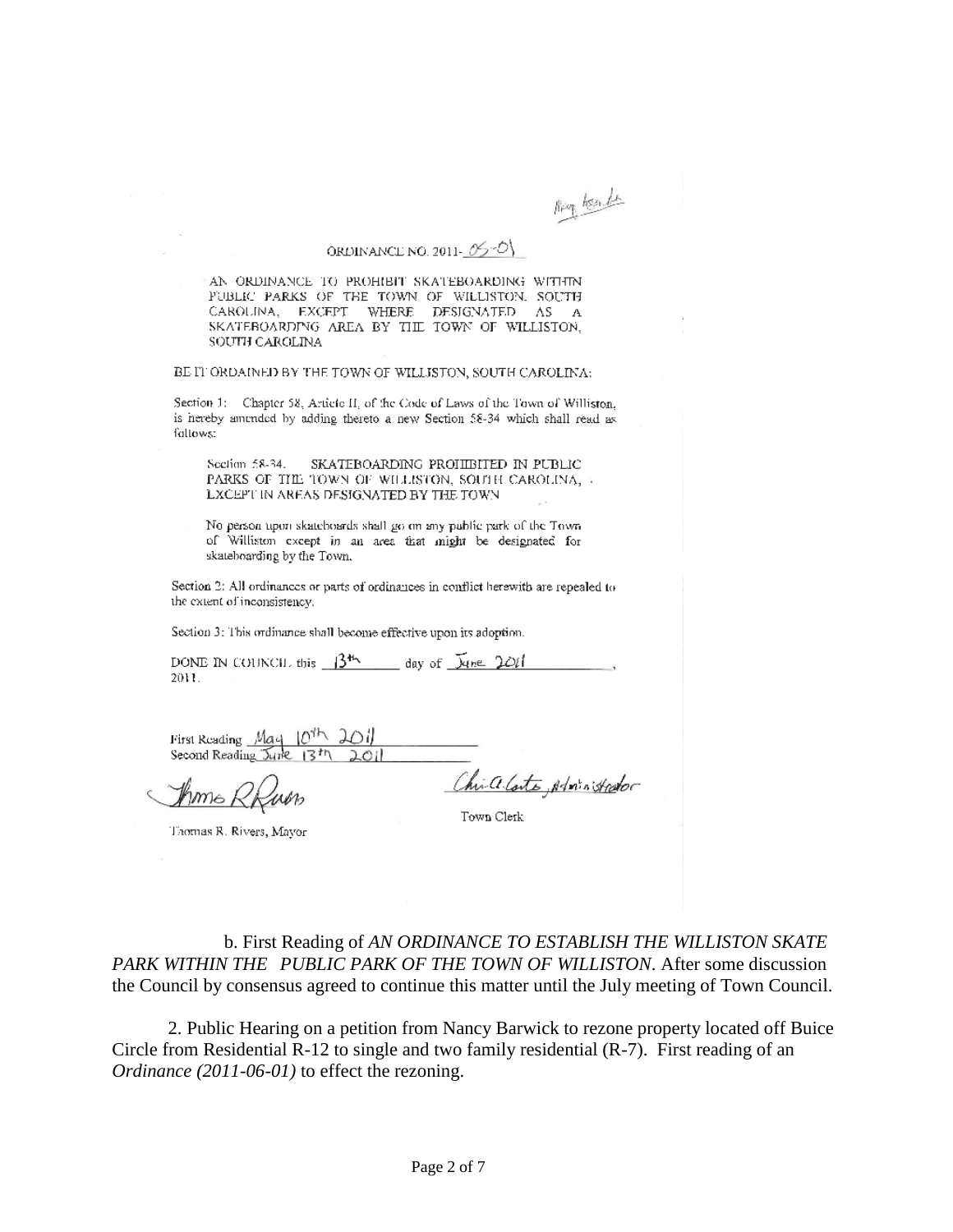Mayor Rivers

ORDINANCE NO. 2011-05-01

AN ORDINANCE TO PROHIBIT SKATEBOARDING WITHIN PUBLIC PARKS OF THE TOWN OF WILLISTON, SOUTH CAROLINA, EXCEPT WHERE DESIGNATED AS A SKATEBOARDING AREA BY THE TOWN OF WILLISTON, SOUTH CAROLINA

BE IT ORDAINED BY THE TOWN OF WILLISTON, SOUTH CAROLINA:

Section 1: Chapter 58, Article II, of the Code of Laws of the Town of Williston, is hereby amended by adding thereto a new Section 58-34 which shall read as follows:

> Section 58-34. SKATEBOARDING PROHIBITED IN PUBLIC PARKS OF THE TOWN OF WILLISTON, SOUTH CAROLINA, EXCEPT IN AREAS DESIGNATED BY THE TOWN
>
> No person upon skateboards shall go on any public park of the Town of Williston except in an area that might be designated for skateboarding by the Town.

Section 2: All ordinances or parts of ordinances in conflict herewith are repealed to the extent of inconsistency.

Section 3: This ordinance shall become effective upon its adoption.

DONE IN COUNCIL this 13th day of June 2011, 2011.

First Reading May 10th 2011
Second Reading June 13th 2011

Thomas R. Rivers
Thomas R. Rivers, Mayor

Chris A. Cates, Administrator
Town Clerk

b. First Reading of *AN ORDINANCE TO ESTABLISH THE WILLISTON SKATE PARK WITHIN THE PUBLIC PARK OF THE TOWN OF WILLISTON*. After some discussion the Council by consensus agreed to continue this matter until the July meeting of Town Council.

2. Public Hearing on a petition from Nancy Barwick to rezone property located off Buice Circle from Residential R-12 to single and two family residential (R-7). First reading of an *Ordinance (2011-06-01)* to effect the rezoning.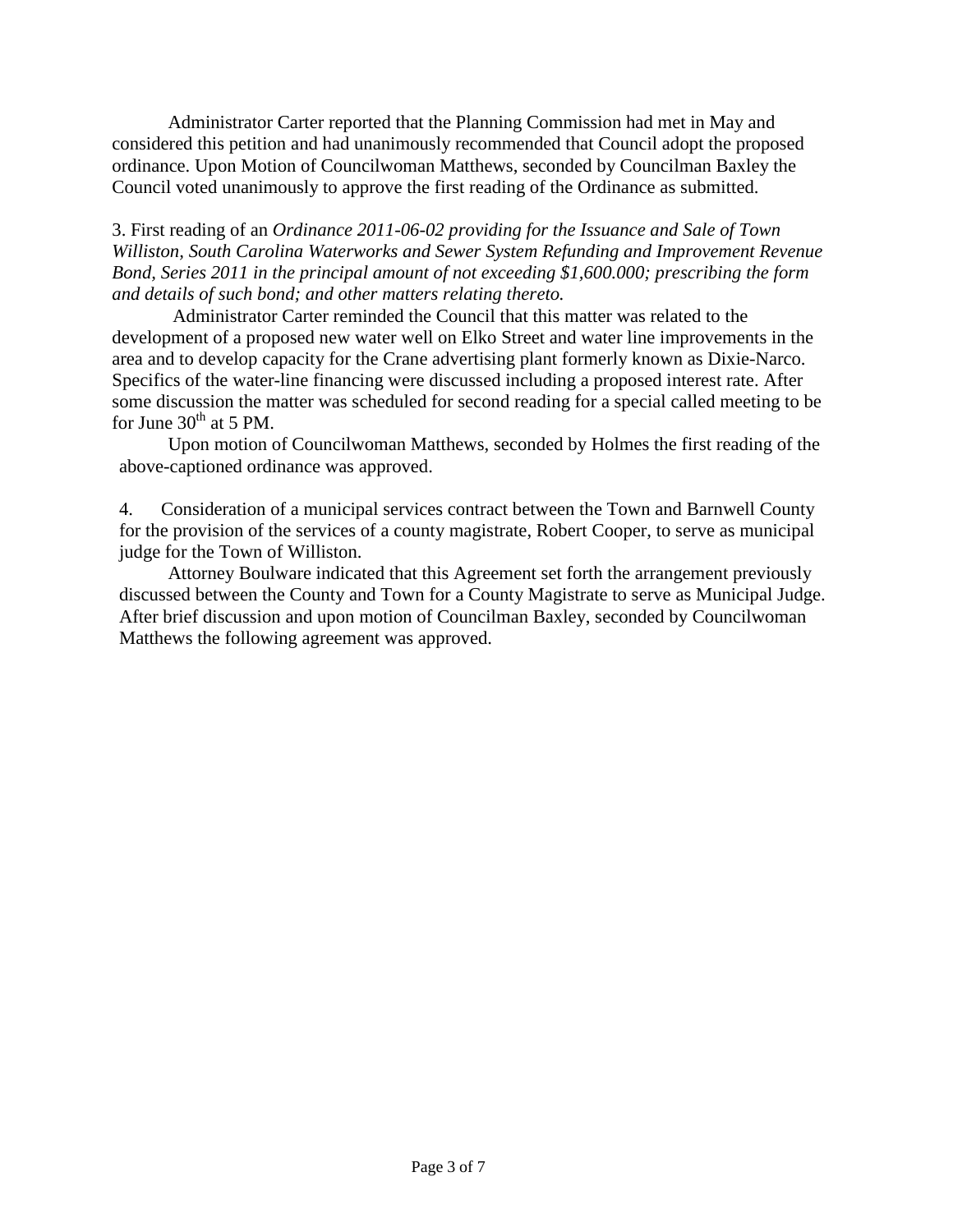Administrator Carter reported that the Planning Commission had met in May and considered this petition and had unanimously recommended that Council adopt the proposed ordinance. Upon Motion of Councilwoman Matthews, seconded by Councilman Baxley the Council voted unanimously to approve the first reading of the Ordinance as submitted.

3. First reading of an *Ordinance 2011-06-02 providing for the Issuance and Sale of Town Williston, South Carolina Waterworks and Sewer System Refunding and Improvement Revenue Bond, Series 2011 in the principal amount of not exceeding $1,600.000; prescribing the form and details of such bond; and other matters relating thereto.*

Administrator Carter reminded the Council that this matter was related to the development of a proposed new water well on Elko Street and water line improvements in the area and to develop capacity for the Crane advertising plant formerly known as Dixie-Narco. Specifics of the water-line financing were discussed including a proposed interest rate. After some discussion the matter was scheduled for second reading for a special called meeting to be for June 30th at 5 PM.

Upon motion of Councilwoman Matthews, seconded by Holmes the first reading of the above-captioned ordinance was approved.

4. Consideration of a municipal services contract between the Town and Barnwell County for the provision of the services of a county magistrate, Robert Cooper, to serve as municipal judge for the Town of Williston.

Attorney Boulware indicated that this Agreement set forth the arrangement previously discussed between the County and Town for a County Magistrate to serve as Municipal Judge. After brief discussion and upon motion of Councilman Baxley, seconded by Councilwoman Matthews the following agreement was approved.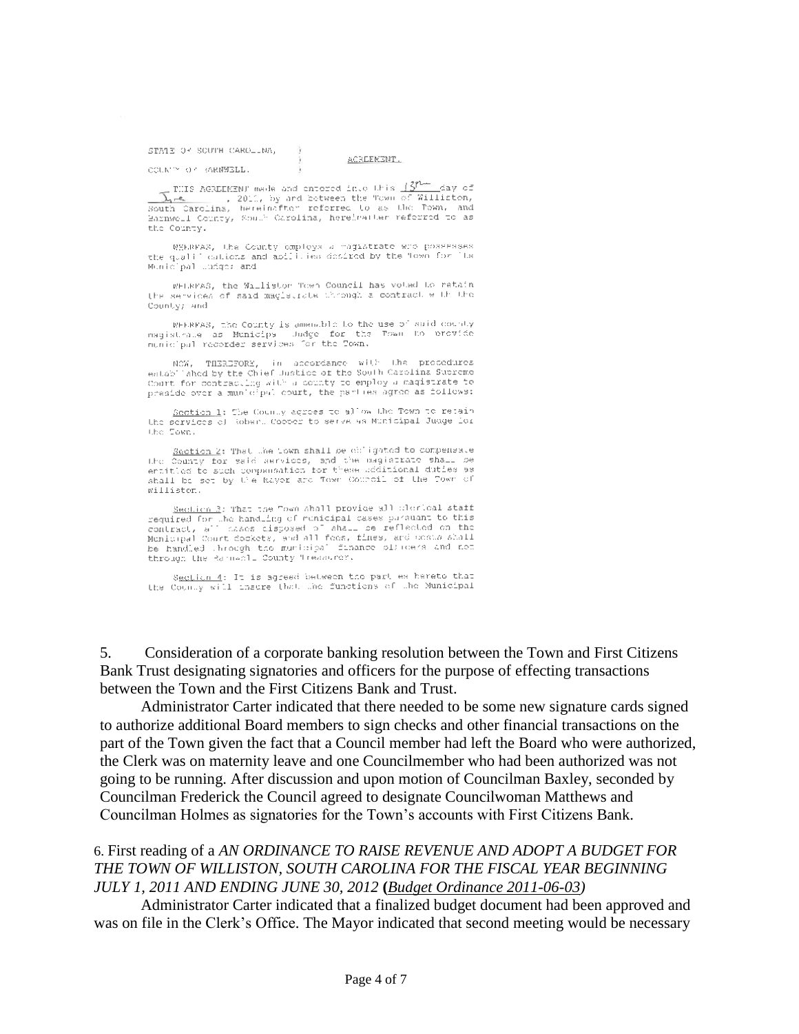STATE OF SOUTH CAROLINA, )
                                                  )     AGREEMENT
COUNTY OF BARNWELL.        )

THIS AGREEMENT made and entered into this 13th day of June, 2011, by and between the Town of Williston, South Carolina, hereinafter referred to as the Town, and Barnwell County, South Carolina, hereinafter referred to as the County.

WHEREAS, the County employs a magistrate who possesses the qualifications and abilities desired by the Town for the Municipal Judge; and

WHEREAS, the Williston Town Council has voted to retain the services of said magistrate through a contract with the County; and

WHEREAS, the County is amenable to the use of said county magistrate as Municipal Judge for the Town to provide municipal recorder services for the Town.

NOW, THEREFORE, in accordance with the procedures established by the Chief Justice of the South Carolina Supreme Court for contracting with a county to employ a magistrate to preside over a municipal court, the parties agree as follows:

Section 1: The County agrees to allow the Town to retain the services of Robert Cooper to serve as Municipal Judge for the Town.

Section 2: That the Town shall be obligated to compensate the County for said services, and the magistrate shall be entitled to such compensation for these additional duties as shall be set by the Mayor and Town Council of the Town of Williston.

Section 3: That the Town shall provide all clerical staff required for the handling of municipal cases pursuant to this contract, all cases disposed of shall be reflected on the Municipal Court dockets, and all fees, fines, and costs shall be handled through the municipal finance officers and not through the Barnwell County Treasurer.

Section 4: It is agreed between the parties hereto that the County will insure that the functions of the Municipal

5. Consideration of a corporate banking resolution between the Town and First Citizens Bank Trust designating signatories and officers for the purpose of effecting transactions between the Town and the First Citizens Bank and Trust.

Administrator Carter indicated that there needed to be some new signature cards signed to authorize additional Board members to sign checks and other financial transactions on the part of the Town given the fact that a Council member had left the Board who were authorized, the Clerk was on maternity leave and one Councilmember who had been authorized was not going to be running. After discussion and upon motion of Councilman Baxley, seconded by Councilman Frederick the Council agreed to designate Councilwoman Matthews and Councilman Holmes as signatories for the Town's accounts with First Citizens Bank.

6. First reading of a *AN ORDINANCE TO RAISE REVENUE AND ADOPT A BUDGET FOR THE TOWN OF WILLISTON, SOUTH CAROLINA FOR THE FISCAL YEAR BEGINNING JULY 1, 2011 AND ENDING JUNE 30, 2012* **(***Budget Ordinance 2011-06-03)*

Administrator Carter indicated that a finalized budget document had been approved and was on file in the Clerk's Office. The Mayor indicated that second meeting would be necessary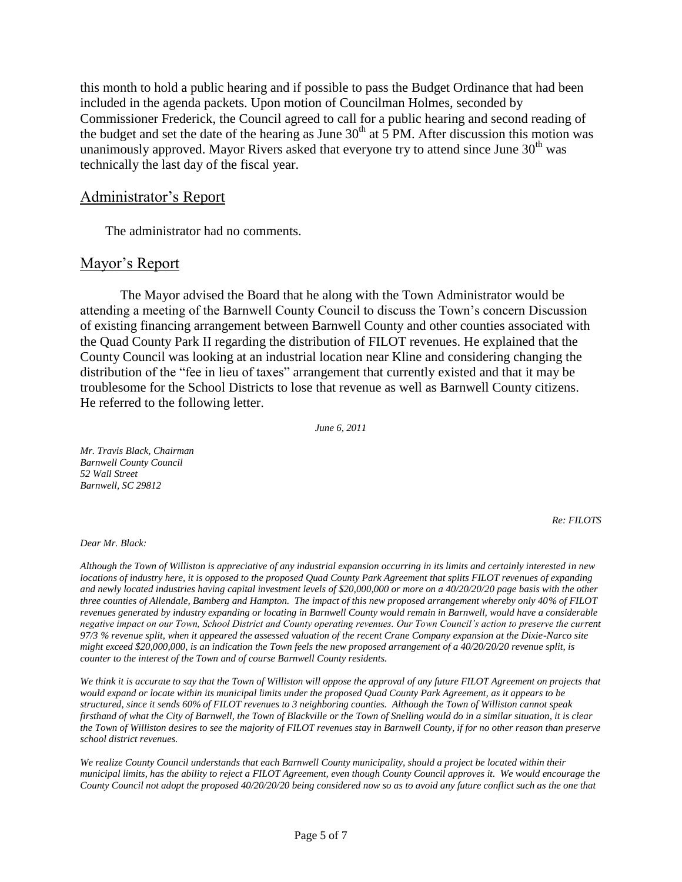this month to hold a public hearing and if possible to pass the Budget Ordinance that had been included in the agenda packets. Upon motion of Councilman Holmes, seconded by Commissioner Frederick, the Council agreed to call for a public hearing and second reading of the budget and set the date of the hearing as June 30th at 5 PM. After discussion this motion was unanimously approved. Mayor Rivers asked that everyone try to attend since June 30th was technically the last day of the fiscal year.

## Administrator's Report

The administrator had no comments.

## Mayor's Report

The Mayor advised the Board that he along with the Town Administrator would be attending a meeting of the Barnwell County Council to discuss the Town's concern Discussion of existing financing arrangement between Barnwell County and other counties associated with the Quad County Park II regarding the distribution of FILOT revenues. He explained that the County Council was looking at an industrial location near Kline and considering changing the distribution of the "fee in lieu of taxes" arrangement that currently existed and that it may be troublesome for the School Districts to lose that revenue as well as Barnwell County citizens. He referred to the following letter.

*June 6, 2011*

*Mr. Travis Black, Chairman*
*Barnwell County Council*
*52 Wall Street*
*Barnwell, SC 29812*

*Re: FILOTS*

*Dear Mr. Black:*

*Although the Town of Williston is appreciative of any industrial expansion occurring in its limits and certainly interested in new locations of industry here, it is opposed to the proposed Quad County Park Agreement that splits FILOT revenues of expanding and newly located industries having capital investment levels of $20,000,000 or more on a 40/20/20/20 page basis with the other three counties of Allendale, Bamberg and Hampton. The impact of this new proposed arrangement whereby only 40% of FILOT revenues generated by industry expanding or locating in Barnwell County would remain in Barnwell, would have a considerable negative impact on our Town, School District and County operating revenues. Our Town Council's action to preserve the current 97/3 % revenue split, when it appeared the assessed valuation of the recent Crane Company expansion at the Dixie-Narco site might exceed $20,000,000, is an indication the Town feels the new proposed arrangement of a 40/20/20/20 revenue split, is counter to the interest of the Town and of course Barnwell County residents.*

*We think it is accurate to say that the Town of Williston will oppose the approval of any future FILOT Agreement on projects that would expand or locate within its municipal limits under the proposed Quad County Park Agreement, as it appears to be structured, since it sends 60% of FILOT revenues to 3 neighboring counties. Although the Town of Williston cannot speak firsthand of what the City of Barnwell, the Town of Blackville or the Town of Snelling would do in a similar situation, it is clear the Town of Williston desires to see the majority of FILOT revenues stay in Barnwell County, if for no other reason than preserve school district revenues.*

*We realize County Council understands that each Barnwell County municipality, should a project be located within their municipal limits, has the ability to reject a FILOT Agreement, even though County Council approves it. We would encourage the County Council not adopt the proposed 40/20/20/20 being considered now so as to avoid any future conflict such as the one that*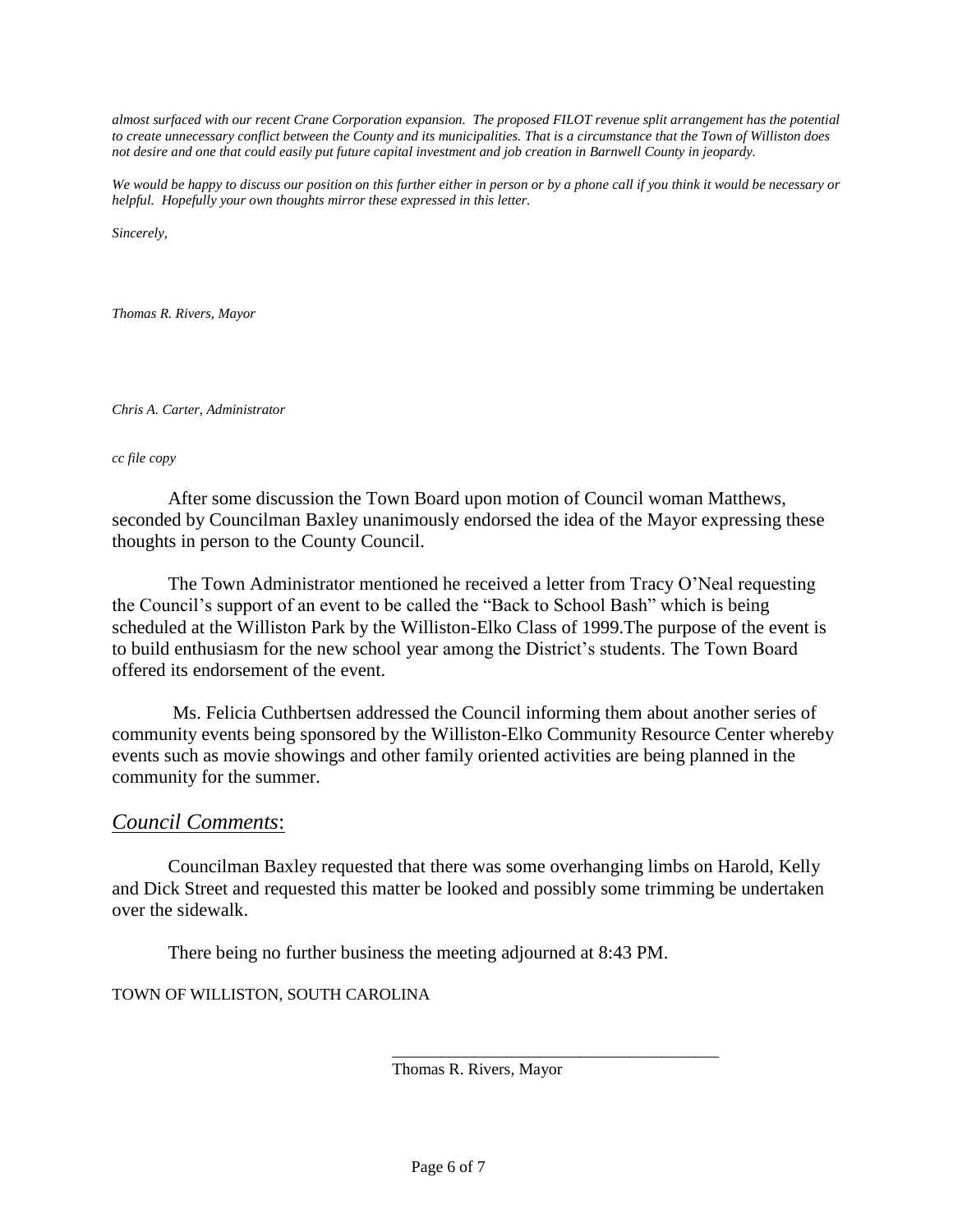*almost surfaced with our recent Crane Corporation expansion. The proposed FILOT revenue split arrangement has the potential to create unnecessary conflict between the County and its municipalities. That is a circumstance that the Town of Williston does not desire and one that could easily put future capital investment and job creation in Barnwell County in jeopardy.*

*We would be happy to discuss our position on this further either in person or by a phone call if you think it would be necessary or helpful. Hopefully your own thoughts mirror these expressed in this letter.*

*Sincerely,*

*Thomas R. Rivers, Mayor*

*Chris A. Carter, Administrator*

*cc file copy*

After some discussion the Town Board upon motion of Council woman Matthews, seconded by Councilman Baxley unanimously endorsed the idea of the Mayor expressing these thoughts in person to the County Council.

The Town Administrator mentioned he received a letter from Tracy O'Neal requesting the Council's support of an event to be called the "Back to School Bash" which is being scheduled at the Williston Park by the Williston-Elko Class of 1999.The purpose of the event is to build enthusiasm for the new school year among the District's students. The Town Board offered its endorsement of the event.

Ms. Felicia Cuthbertsen addressed the Council informing them about another series of community events being sponsored by the Williston-Elko Community Resource Center whereby events such as movie showings and other family oriented activities are being planned in the community for the summer.

## *Council Comments*:

Councilman Baxley requested that there was some overhanging limbs on Harold, Kelly and Dick Street and requested this matter be looked and possibly some trimming be undertaken over the sidewalk.

There being no further business the meeting adjourned at 8:43 PM.

TOWN OF WILLISTON, SOUTH CAROLINA

\_\_\_\_\_\_\_\_\_\_\_\_\_\_\_\_\_\_\_\_\_\_\_\_\_\_\_\_\_\_\_\_\_\_\_\_\_\_\_\_

Thomas R. Rivers, Mayor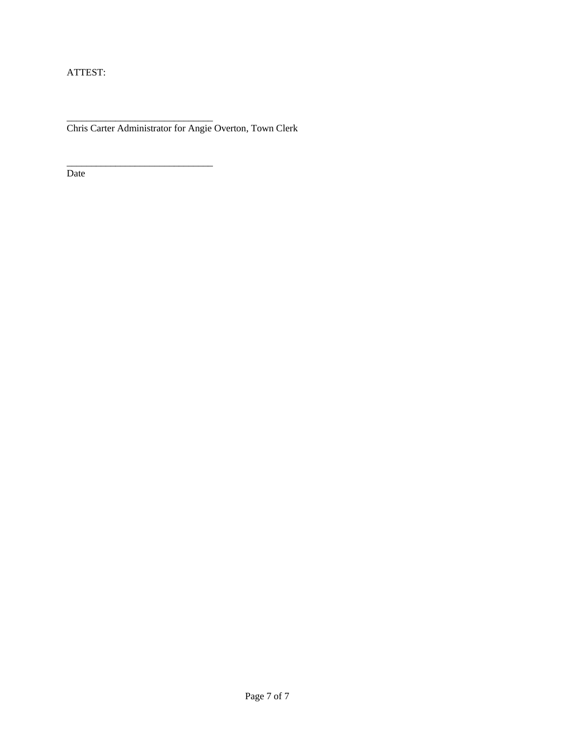ATTEST:

______________________________
Chris Carter Administrator for Angie Overton, Town Clerk

______________________________
Date